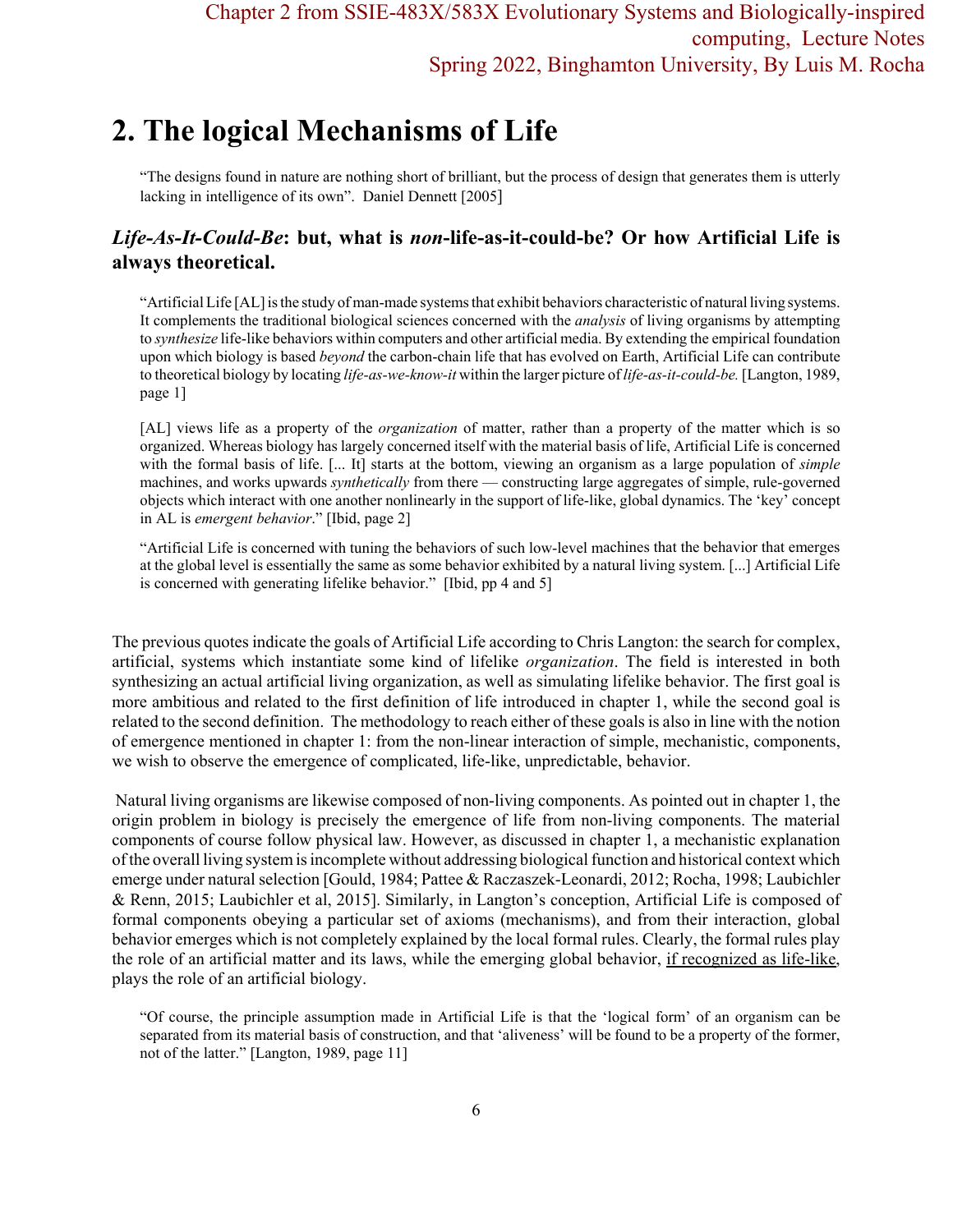# 2. The logical Mechanisms of Life

> "The designs found in nature are nothing short of brilliant, but the process of design that generates them is utterly lacking in intelligence of its own". Daniel Dennett [2005]

## ***Life-As-It-Could-Be*: but, what is *non*-life-as-it-could-be? Or how Artificial Life is always theoretical.**

> "Artificial Life [AL] is the study of man-made systems that exhibit behaviors characteristic of natural living systems. It complements the traditional biological sciences concerned with the *analysis* of living organisms by attempting to *synthesize* life-like behaviors within computers and other artificial media. By extending the empirical foundation upon which biology is based *beyond* the carbon-chain life that has evolved on Earth, Artificial Life can contribute to theoretical biology by locating *life-as-we-know-it* within the larger picture of *life-as-it-could-be.* [Langton, 1989, page 1]

> [AL] views life as a property of the *organization* of matter, rather than a property of the matter which is so organized. Whereas biology has largely concerned itself with the material basis of life, Artificial Life is concerned with the formal basis of life. [... It] starts at the bottom, viewing an organism as a large population of *simple* machines, and works upwards *synthetically* from there — constructing large aggregates of simple, rule-governed objects which interact with one another nonlinearly in the support of life-like, global dynamics. The 'key' concept in AL is *emergent behavior*." [Ibid, page 2]

> "Artificial Life is concerned with tuning the behaviors of such low-level machines that the behavior that emerges at the global level is essentially the same as some behavior exhibited by a natural living system. [...] Artificial Life is concerned with generating lifelike behavior." [Ibid, pp 4 and 5]

The previous quotes indicate the goals of Artificial Life according to Chris Langton: the search for complex, artificial, systems which instantiate some kind of lifelike *organization*. The field is interested in both synthesizing an actual artificial living organization, as well as simulating lifelike behavior. The first goal is more ambitious and related to the first definition of life introduced in chapter 1, while the second goal is related to the second definition. The methodology to reach either of these goals is also in line with the notion of emergence mentioned in chapter 1: from the non-linear interaction of simple, mechanistic, components, we wish to observe the emergence of complicated, life-like, unpredictable, behavior.

Natural living organisms are likewise composed of non-living components. As pointed out in chapter 1, the origin problem in biology is precisely the emergence of life from non-living components. The material components of course follow physical law. However, as discussed in chapter 1, a mechanistic explanation of the overall living system is incomplete without addressing biological function and historical context which emerge under natural selection [Gould, 1984; Pattee & Raczaszek-Leonardi, 2012; Rocha, 1998; Laubichler & Renn, 2015; Laubichler et al, 2015]. Similarly, in Langton's conception, Artificial Life is composed of formal components obeying a particular set of axioms (mechanisms), and from their interaction, global behavior emerges which is not completely explained by the local formal rules. Clearly, the formal rules play the role of an artificial matter and its laws, while the emerging global behavior, <u>if recognized as life-like</u>, plays the role of an artificial biology.

> "Of course, the principle assumption made in Artificial Life is that the 'logical form' of an organism can be separated from its material basis of construction, and that 'aliveness' will be found to be a property of the former, not of the latter." [Langton, 1989, page 11]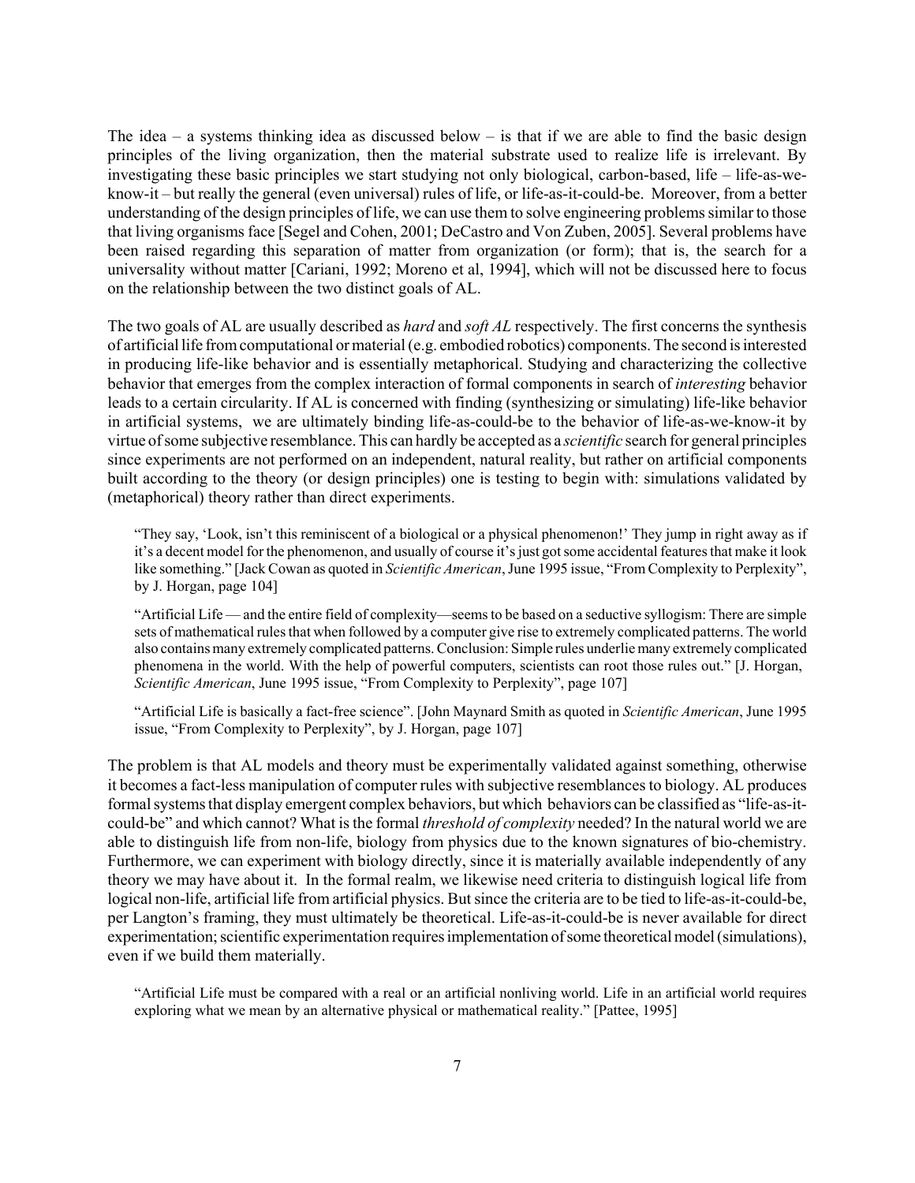The idea – a systems thinking idea as discussed below – is that if we are able to find the basic design principles of the living organization, then the material substrate used to realize life is irrelevant. By investigating these basic principles we start studying not only biological, carbon-based, life – life-as-we-know-it – but really the general (even universal) rules of life, or life-as-it-could-be. Moreover, from a better understanding of the design principles of life, we can use them to solve engineering problems similar to those that living organisms face [Segel and Cohen, 2001; DeCastro and Von Zuben, 2005]. Several problems have been raised regarding this separation of matter from organization (or form); that is, the search for a universality without matter [Cariani, 1992; Moreno et al, 1994], which will not be discussed here to focus on the relationship between the two distinct goals of AL.

The two goals of AL are usually described as *hard* and *soft AL* respectively. The first concerns the synthesis of artificial life from computational or material (e.g. embodied robotics) components. The second is interested in producing life-like behavior and is essentially metaphorical. Studying and characterizing the collective behavior that emerges from the complex interaction of formal components in search of *interesting* behavior leads to a certain circularity. If AL is concerned with finding (synthesizing or simulating) life-like behavior in artificial systems, we are ultimately binding life-as-could-be to the behavior of life-as-we-know-it by virtue of some subjective resemblance. This can hardly be accepted as a *scientific* search for general principles since experiments are not performed on an independent, natural reality, but rather on artificial components built according to the theory (or design principles) one is testing to begin with: simulations validated by (metaphorical) theory rather than direct experiments.

> "They say, 'Look, isn't this reminiscent of a biological or a physical phenomenon!' They jump in right away as if it's a decent model for the phenomenon, and usually of course it's just got some accidental features that make it look like something." [Jack Cowan as quoted in *Scientific American*, June 1995 issue, "From Complexity to Perplexity", by J. Horgan, page 104]

> "Artificial Life — and the entire field of complexity—seems to be based on a seductive syllogism: There are simple sets of mathematical rules that when followed by a computer give rise to extremely complicated patterns. The world also contains many extremely complicated patterns. Conclusion: Simple rules underlie many extremely complicated phenomena in the world. With the help of powerful computers, scientists can root those rules out." [J. Horgan, *Scientific American*, June 1995 issue, "From Complexity to Perplexity", page 107]

> "Artificial Life is basically a fact-free science". [John Maynard Smith as quoted in *Scientific American*, June 1995 issue, "From Complexity to Perplexity", by J. Horgan, page 107]

The problem is that AL models and theory must be experimentally validated against something, otherwise it becomes a fact-less manipulation of computer rules with subjective resemblances to biology. AL produces formal systems that display emergent complex behaviors, but which behaviors can be classified as "life-as-it-could-be" and which cannot? What is the formal *threshold of complexity* needed? In the natural world we are able to distinguish life from non-life, biology from physics due to the known signatures of bio-chemistry. Furthermore, we can experiment with biology directly, since it is materially available independently of any theory we may have about it. In the formal realm, we likewise need criteria to distinguish logical life from logical non-life, artificial life from artificial physics. But since the criteria are to be tied to life-as-it-could-be, per Langton's framing, they must ultimately be theoretical. Life-as-it-could-be is never available for direct experimentation; scientific experimentation requires implementation of some theoretical model (simulations), even if we build them materially.

> "Artificial Life must be compared with a real or an artificial nonliving world. Life in an artificial world requires exploring what we mean by an alternative physical or mathematical reality." [Pattee, 1995]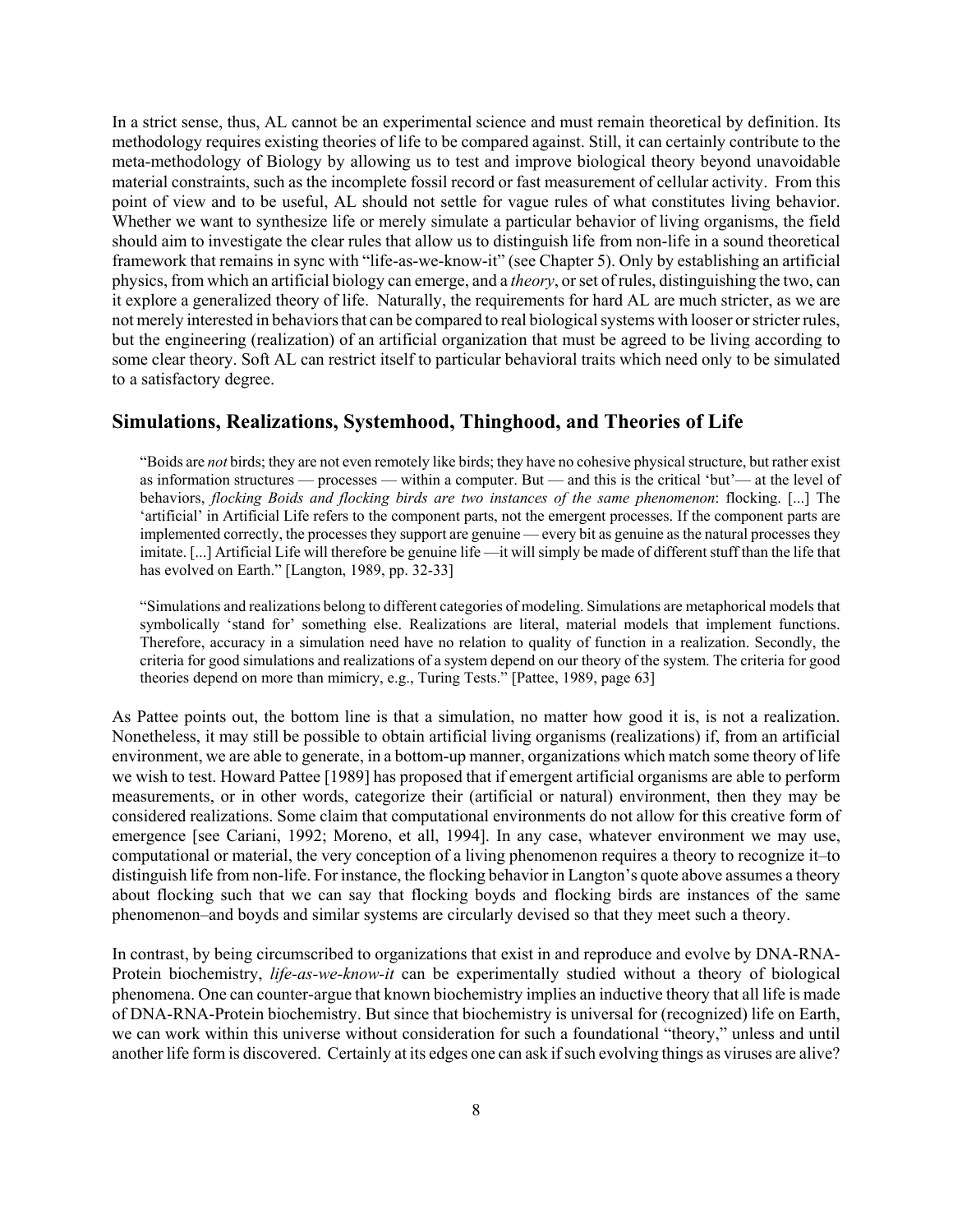In a strict sense, thus, AL cannot be an experimental science and must remain theoretical by definition. Its methodology requires existing theories of life to be compared against. Still, it can certainly contribute to the meta-methodology of Biology by allowing us to test and improve biological theory beyond unavoidable material constraints, such as the incomplete fossil record or fast measurement of cellular activity. From this point of view and to be useful, AL should not settle for vague rules of what constitutes living behavior. Whether we want to synthesize life or merely simulate a particular behavior of living organisms, the field should aim to investigate the clear rules that allow us to distinguish life from non-life in a sound theoretical framework that remains in sync with "life-as-we-know-it" (see Chapter 5). Only by establishing an artificial physics, from which an artificial biology can emerge, and a *theory*, or set of rules, distinguishing the two, can it explore a generalized theory of life. Naturally, the requirements for hard AL are much stricter, as we are not merely interested in behaviors that can be compared to real biological systems with looser or stricter rules, but the engineering (realization) of an artificial organization that must be agreed to be living according to some clear theory. Soft AL can restrict itself to particular behavioral traits which need only to be simulated to a satisfactory degree.

## Simulations, Realizations, Systemhood, Thinghood, and Theories of Life

> "Boids are *not* birds; they are not even remotely like birds; they have no cohesive physical structure, but rather exist as information structures — processes — within a computer. But — and this is the critical 'but'— at the level of behaviors, *flocking Boids and flocking birds are two instances of the same phenomenon*: flocking. [...] The 'artificial' in Artificial Life refers to the component parts, not the emergent processes. If the component parts are implemented correctly, the processes they support are genuine — every bit as genuine as the natural processes they imitate. [...] Artificial Life will therefore be genuine life —it will simply be made of different stuff than the life that has evolved on Earth." [Langton, 1989, pp. 32-33]

> "Simulations and realizations belong to different categories of modeling. Simulations are metaphorical models that symbolically 'stand for' something else. Realizations are literal, material models that implement functions. Therefore, accuracy in a simulation need have no relation to quality of function in a realization. Secondly, the criteria for good simulations and realizations of a system depend on our theory of the system. The criteria for good theories depend on more than mimicry, e.g., Turing Tests." [Pattee, 1989, page 63]

As Pattee points out, the bottom line is that a simulation, no matter how good it is, is not a realization. Nonetheless, it may still be possible to obtain artificial living organisms (realizations) if, from an artificial environment, we are able to generate, in a bottom-up manner, organizations which match some theory of life we wish to test. Howard Pattee [1989] has proposed that if emergent artificial organisms are able to perform measurements, or in other words, categorize their (artificial or natural) environment, then they may be considered realizations. Some claim that computational environments do not allow for this creative form of emergence [see Cariani, 1992; Moreno, et all, 1994]. In any case, whatever environment we may use, computational or material, the very conception of a living phenomenon requires a theory to recognize it–to distinguish life from non-life. For instance, the flocking behavior in Langton's quote above assumes a theory about flocking such that we can say that flocking boyds and flocking birds are instances of the same phenomenon–and boyds and similar systems are circularly devised so that they meet such a theory.

In contrast, by being circumscribed to organizations that exist in and reproduce and evolve by DNA-RNA-Protein biochemistry, *life-as-we-know-it* can be experimentally studied without a theory of biological phenomena. One can counter-argue that known biochemistry implies an inductive theory that all life is made of DNA-RNA-Protein biochemistry. But since that biochemistry is universal for (recognized) life on Earth, we can work within this universe without consideration for such a foundational "theory," unless and until another life form is discovered. Certainly at its edges one can ask if such evolving things as viruses are alive?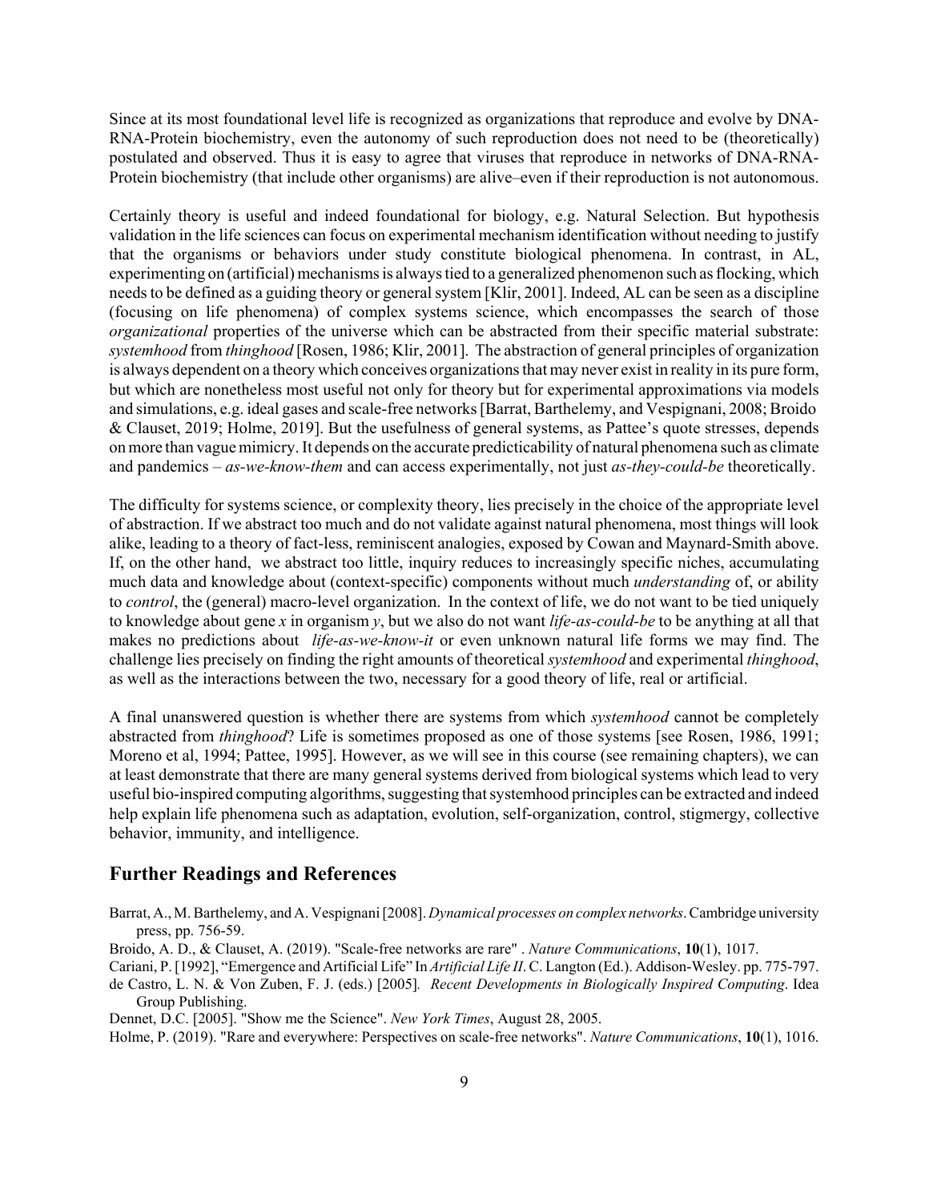Since at its most foundational level life is recognized as organizations that reproduce and evolve by DNA-RNA-Protein biochemistry, even the autonomy of such reproduction does not need to be (theoretically) postulated and observed. Thus it is easy to agree that viruses that reproduce in networks of DNA-RNA-Protein biochemistry (that include other organisms) are alive–even if their reproduction is not autonomous.

Certainly theory is useful and indeed foundational for biology, e.g. Natural Selection. But hypothesis validation in the life sciences can focus on experimental mechanism identification without needing to justify that the organisms or behaviors under study constitute biological phenomena. In contrast, in AL, experimenting on (artificial) mechanisms is always tied to a generalized phenomenon such as flocking, which needs to be defined as a guiding theory or general system [Klir, 2001]. Indeed, AL can be seen as a discipline (focusing on life phenomena) of complex systems science, which encompasses the search of those *organizational* properties of the universe which can be abstracted from their specific material substrate: *systemhood* from *thinghood* [Rosen, 1986; Klir, 2001]. The abstraction of general principles of organization is always dependent on a theory which conceives organizations that may never exist in reality in its pure form, but which are nonetheless most useful not only for theory but for experimental approximations via models and simulations, e.g. ideal gases and scale-free networks [Barrat, Barthelemy, and Vespignani, 2008; Broido & Clauset, 2019; Holme, 2019]. But the usefulness of general systems, as Pattee's quote stresses, depends on more than vague mimicry. It depends on the accurate predicticability of natural phenomena such as climate and pandemics – *as-we-know-them* and can access experimentally, not just *as-they-could-be* theoretically.

The difficulty for systems science, or complexity theory, lies precisely in the choice of the appropriate level of abstraction. If we abstract too much and do not validate against natural phenomena, most things will look alike, leading to a theory of fact-less, reminiscent analogies, exposed by Cowan and Maynard-Smith above. If, on the other hand, we abstract too little, inquiry reduces to increasingly specific niches, accumulating much data and knowledge about (context-specific) components without much *understanding* of, or ability to *control*, the (general) macro-level organization. In the context of life, we do not want to be tied uniquely to knowledge about gene *x* in organism *y*, but we also do not want *life-as-could-be* to be anything at all that makes no predictions about *life-as-we-know-it* or even unknown natural life forms we may find. The challenge lies precisely on finding the right amounts of theoretical *systemhood* and experimental *thinghood*, as well as the interactions between the two, necessary for a good theory of life, real or artificial.

A final unanswered question is whether there are systems from which *systemhood* cannot be completely abstracted from *thinghood*? Life is sometimes proposed as one of those systems [see Rosen, 1986, 1991; Moreno et al, 1994; Pattee, 1995]. However, as we will see in this course (see remaining chapters), we can at least demonstrate that there are many general systems derived from biological systems which lead to very useful bio-inspired computing algorithms, suggesting that systemhood principles can be extracted and indeed help explain life phenomena such as adaptation, evolution, self-organization, control, stigmergy, collective behavior, immunity, and intelligence.

## Further Readings and References

Barrat, A., M. Barthelemy, and A. Vespignani [2008]. *Dynamical processes on complex networks*. Cambridge university press, pp. 756-59.

Broido, A. D., & Clauset, A. (2019). "Scale-free networks are rare" . *Nature Communications*, **10**(1), 1017.

Cariani, P. [1992], "Emergence and Artificial Life" In *Artificial Life II*. C. Langton (Ed.). Addison-Wesley. pp. 775-797.

de Castro, L. N. & Von Zuben, F. J. (eds.) [2005]. *Recent Developments in Biologically Inspired Computing*. Idea Group Publishing.

Dennet, D.C. [2005]. "Show me the Science". *New York Times*, August 28, 2005.

Holme, P. (2019). "Rare and everywhere: Perspectives on scale-free networks". *Nature Communications*, **10**(1), 1016.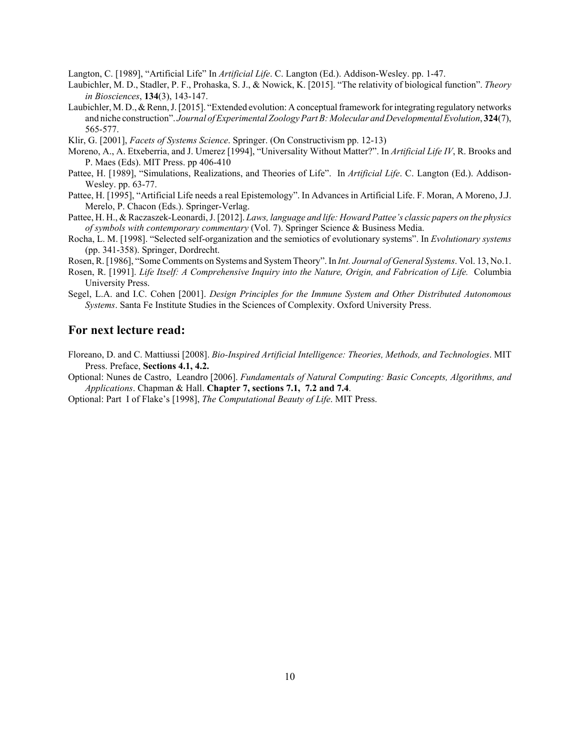Langton, C. [1989], "Artificial Life" In *Artificial Life*. C. Langton (Ed.). Addison-Wesley. pp. 1-47.

Laubichler, M. D., Stadler, P. F., Prohaska, S. J., & Nowick, K. [2015]. "The relativity of biological function". *Theory in Biosciences*, **134**(3), 143-147.

Laubichler, M. D., & Renn, J. [2015]. "Extended evolution: A conceptual framework for integrating regulatory networks and niche construction". *Journal of Experimental Zoology Part B: Molecular and Developmental Evolution*, **324**(7), 565-577.

Klir, G. [2001], *Facets of Systems Science*. Springer. (On Constructivism pp. 12-13)

Moreno, A., A. Etxeberria, and J. Umerez [1994], "Universality Without Matter?". In *Artificial Life IV*, R. Brooks and P. Maes (Eds). MIT Press. pp 406-410

Pattee, H. [1989], "Simulations, Realizations, and Theories of Life". In *Artificial Life*. C. Langton (Ed.). Addison-Wesley. pp. 63-77.

Pattee, H. [1995], "Artificial Life needs a real Epistemology". In Advances in Artificial Life. F. Moran, A Moreno, J.J. Merelo, P. Chacon (Eds.). Springer-Verlag.

Pattee, H. H., & Raczaszek-Leonardi, J. [2012]. *Laws, language and life: Howard Pattee's classic papers on the physics of symbols with contemporary commentary* (Vol. 7). Springer Science & Business Media.

Rocha, L. M. [1998]. "Selected self-organization and the semiotics of evolutionary systems". In *Evolutionary systems* (pp. 341-358). Springer, Dordrecht.

Rosen, R. [1986], "Some Comments on Systems and System Theory". In *Int. Journal of General Systems*. Vol. 13, No.1.

Rosen, R. [1991]. *Life Itself: A Comprehensive Inquiry into the Nature, Origin, and Fabrication of Life.* Columbia University Press.

Segel, L.A. and I.C. Cohen [2001]. *Design Principles for the Immune System and Other Distributed Autonomous Systems*. Santa Fe Institute Studies in the Sciences of Complexity. Oxford University Press.

## For next lecture read:

Floreano, D. and C. Mattiussi [2008]. *Bio-Inspired Artificial Intelligence: Theories, Methods, and Technologies*. MIT Press. Preface, **Sections 4.1, 4.2.**

Optional: Nunes de Castro, Leandro [2006]. *Fundamentals of Natural Computing: Basic Concepts, Algorithms, and Applications*. Chapman & Hall. **Chapter 7, sections 7.1, 7.2 and 7.4**.

Optional: Part I of Flake's [1998], *The Computational Beauty of Life*. MIT Press.